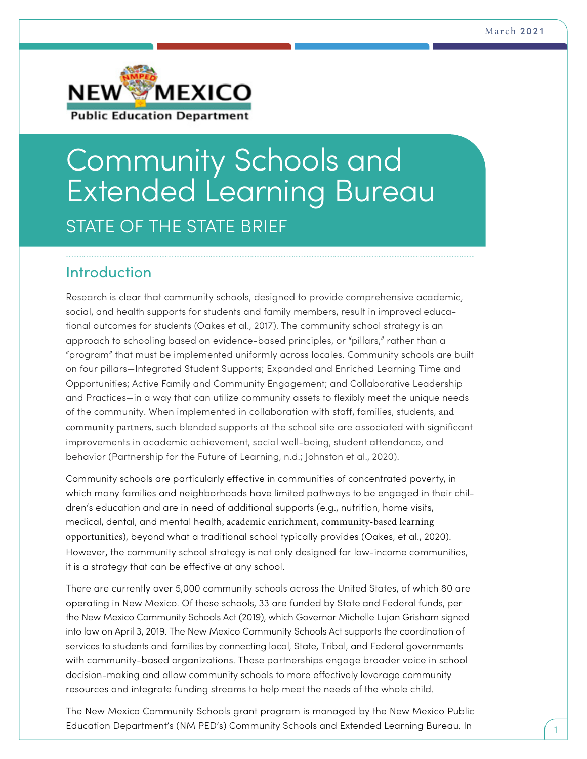March 2021

New Mexico Public Education Department

# Community Schools and Extended Learning Bureau

## STATE OF THE STATE BRIEF

## Introduction

Research is clear that community schools, designed to provide comprehensive academic, social, and health supports for students and family members, result in improved educational outcomes for students (Oakes et al., 2017). The community school strategy is an approach to schooling based on evidence-based principles, or "pillars," rather than a "program" that must be implemented uniformly across locales. Community schools are built on four pillars—Integrated Student Supports; Expanded and Enriched Learning Time and Opportunities; Active Family and Community Engagement; and Collaborative Leadership and Practices—in a way that can utilize community assets to flexibly meet the unique needs of the community. When implemented in collaboration with staff, families, students, and community partners, such blended supports at the school site are associated with significant improvements in academic achievement, social well-being, student attendance, and behavior (Partnership for the Future of Learning, n.d.; Johnston et al., 2020).

Community schools are particularly effective in communities of concentrated poverty, in which many families and neighborhoods have limited pathways to be engaged in their children's education and are in need of additional supports (e.g., nutrition, home visits, medical, dental, and mental health, academic enrichment, community-based learning opportunities), beyond what a traditional school typically provides (Oakes, et al., 2020). However, the community school strategy is not only designed for low-income communities, it is a strategy that can be effective at any school.

There are currently over 5,000 community schools across the United States, of which 80 are operating in New Mexico. Of these schools, 33 are funded by State and Federal funds, per the New Mexico Community Schools Act (2019), which Governor Michelle Lujan Grisham signed into law on April 3, 2019. The New Mexico Community Schools Act supports the coordination of services to students and families by connecting local, State, Tribal, and Federal governments with community-based organizations. These partnerships engage broader voice in school decision-making and allow community schools to more effectively leverage community resources and integrate funding streams to help meet the needs of the whole child.

The New Mexico Community Schools grant program is managed by the New Mexico Public Education Department's (NM PED's) Community Schools and Extended Learning Bureau. In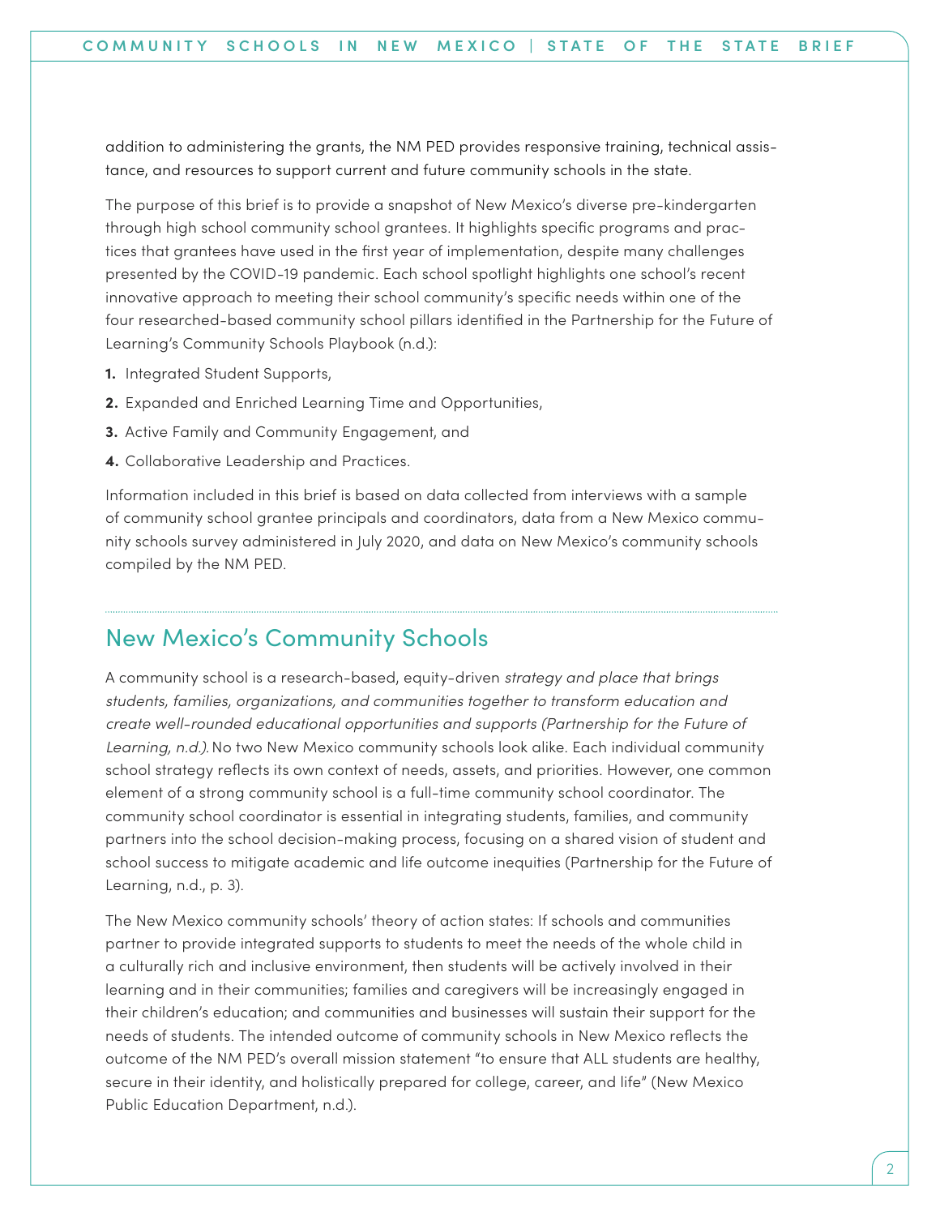addition to administering the grants, the NM PED provides responsive training, technical assistance, and resources to support current and future community schools in the state.

The purpose of this brief is to provide a snapshot of New Mexico's diverse pre-kindergarten through high school community school grantees. It highlights specific programs and practices that grantees have used in the first year of implementation, despite many challenges presented by the COVID-19 pandemic. Each school spotlight highlights one school's recent innovative approach to meeting their school community's specific needs within one of the four researched-based community school pillars identified in the Partnership for the Future of Learning's Community Schools Playbook (n.d.):

1. Integrated Student Supports,
2. Expanded and Enriched Learning Time and Opportunities,
3. Active Family and Community Engagement, and
4. Collaborative Leadership and Practices.

Information included in this brief is based on data collected from interviews with a sample of community school grantee principals and coordinators, data from a New Mexico community schools survey administered in July 2020, and data on New Mexico's community schools compiled by the NM PED.

## New Mexico's Community Schools

A community school is a research-based, equity-driven *strategy and place that brings students, families, organizations, and communities together to transform education and create well-rounded educational opportunities and supports (Partnership for the Future of Learning, n.d.).* No two New Mexico community schools look alike. Each individual community school strategy reflects its own context of needs, assets, and priorities. However, one common element of a strong community school is a full-time community school coordinator. The community school coordinator is essential in integrating students, families, and community partners into the school decision-making process, focusing on a shared vision of student and school success to mitigate academic and life outcome inequities (Partnership for the Future of Learning, n.d., p. 3).

The New Mexico community schools' theory of action states: If schools and communities partner to provide integrated supports to students to meet the needs of the whole child in a culturally rich and inclusive environment, then students will be actively involved in their learning and in their communities; families and caregivers will be increasingly engaged in their children's education; and communities and businesses will sustain their support for the needs of students. The intended outcome of community schools in New Mexico reflects the outcome of the NM PED's overall mission statement "to ensure that ALL students are healthy, secure in their identity, and holistically prepared for college, career, and life" (New Mexico Public Education Department, n.d.).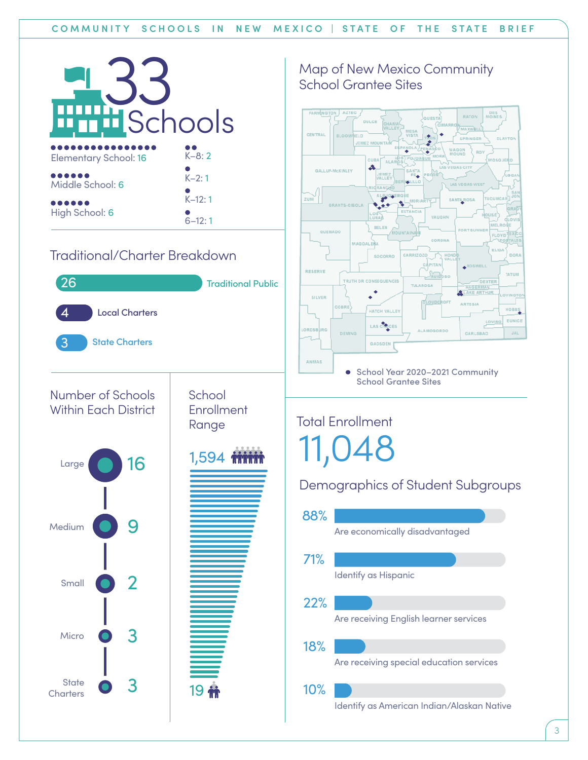# 33 Schools

Elementary School: 16

Middle School: 6

High School: 6

K–8: 2

K–2: 1

K–12: 1

6–12: 1

## Traditional/Charter Breakdown

26 Traditional Public

4 Local Charters

3 State Charters

## Map of New Mexico Community School Grantee Sites

School Year 2020–2021 Community School Grantee Sites

## Number of Schools Within Each District

Large 16

Medium 9

Small 2

Micro 3

State Charters 3

## School Enrollment Range

1,594

19

## Total Enrollment

11,048

## Demographics of Student Subgroups

88% Are economically disadvantaged

71% Identify as Hispanic

22% Are receiving English learner services

18% Are receiving special education services

10% Identify as American Indian/Alaskan Native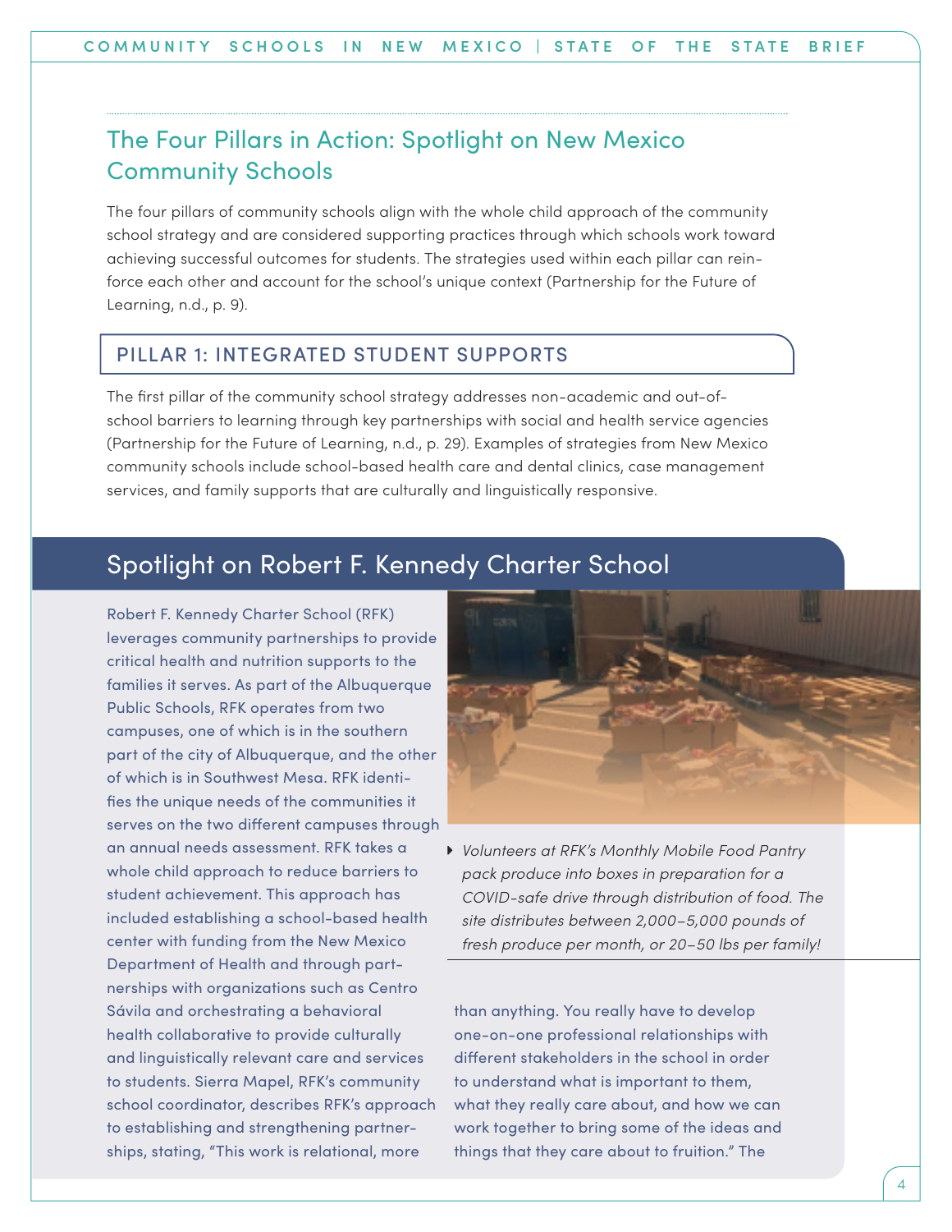## The Four Pillars in Action: Spotlight on New Mexico Community Schools

The four pillars of community schools align with the whole child approach of the community school strategy and are considered supporting practices through which schools work toward achieving successful outcomes for students. The strategies used within each pillar can reinforce each other and account for the school's unique context (Partnership for the Future of Learning, n.d., p. 9).

### PILLAR 1: INTEGRATED STUDENT SUPPORTS

The first pillar of the community school strategy addresses non-academic and out-of-school barriers to learning through key partnerships with social and health service agencies (Partnership for the Future of Learning, n.d., p. 29). Examples of strategies from New Mexico community schools include school-based health care and dental clinics, case management services, and family supports that are culturally and linguistically responsive.

### Spotlight on Robert F. Kennedy Charter School

Robert F. Kennedy Charter School (RFK) leverages community partnerships to provide critical health and nutrition supports to the families it serves. As part of the Albuquerque Public Schools, RFK operates from two campuses, one of which is in the southern part of the city of Albuquerque, and the other of which is in Southwest Mesa. RFK identifies the unique needs of the communities it serves on the two different campuses through an annual needs assessment. RFK takes a whole child approach to reduce barriers to student achievement. This approach has included establishing a school-based health center with funding from the New Mexico Department of Health and through partnerships with organizations such as Centro Sávila and orchestrating a behavioral health collaborative to provide culturally and linguistically relevant care and services to students. Sierra Mapel, RFK's community school coordinator, describes RFK's approach to establishing and strengthening partnerships, stating, "This work is relational, more than anything. You really have to develop one-on-one professional relationships with different stakeholders in the school in order to understand what is important to them, what they really care about, and how we can work together to bring some of the ideas and things that they care about to fruition." The

*Volunteers at RFK's Monthly Mobile Food Pantry pack produce into boxes in preparation for a COVID-safe drive through distribution of food. The site distributes between 2,000–5,000 pounds of fresh produce per month, or 20–50 lbs per family!*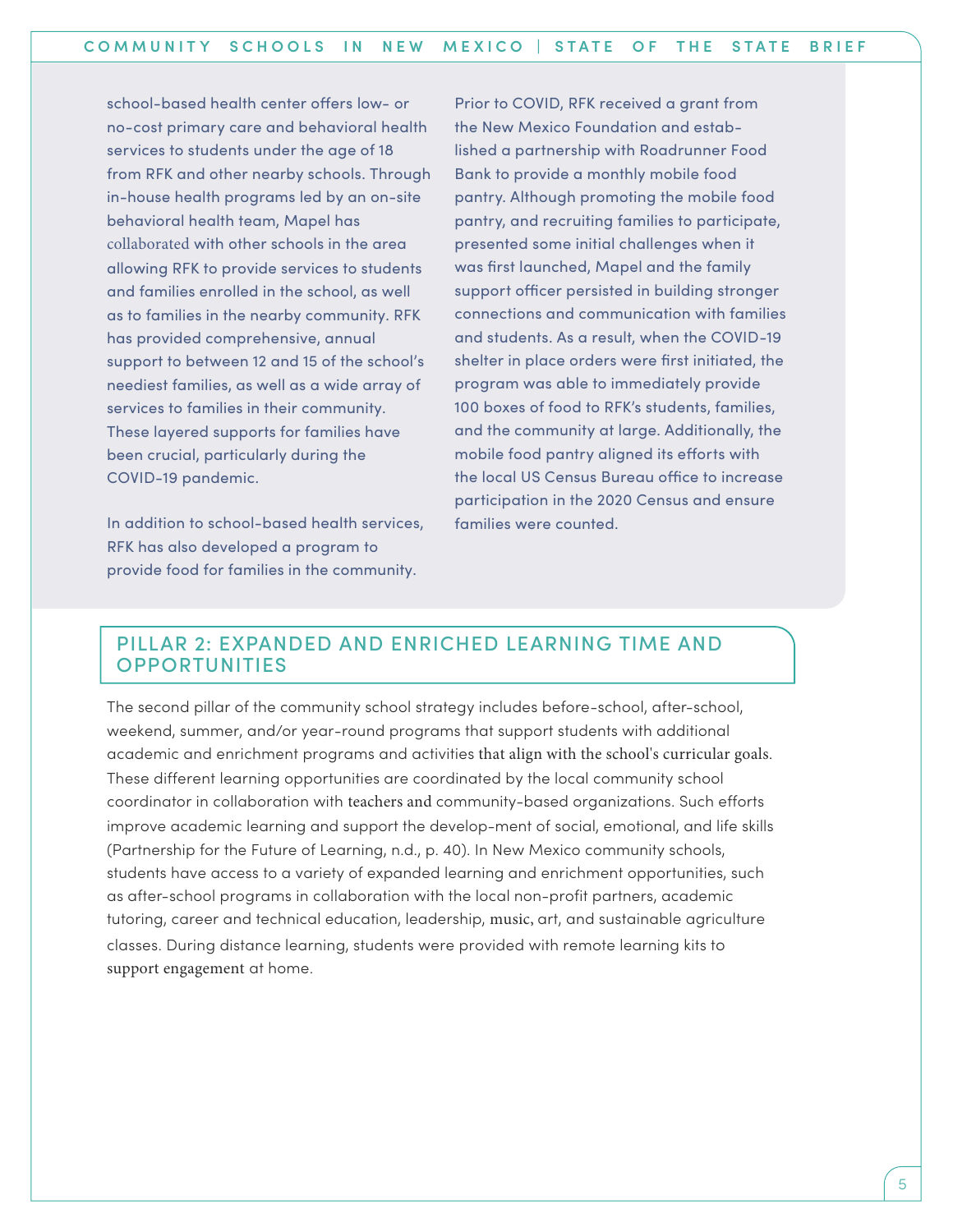school-based health center offers low- or no-cost primary care and behavioral health services to students under the age of 18 from RFK and other nearby schools. Through in-house health programs led by an on-site behavioral health team, Mapel has collaborated with other schools in the area allowing RFK to provide services to students and families enrolled in the school, as well as to families in the nearby community. RFK has provided comprehensive, annual support to between 12 and 15 of the school's neediest families, as well as a wide array of services to families in their community. These layered supports for families have been crucial, particularly during the COVID-19 pandemic.

In addition to school-based health services, RFK has also developed a program to provide food for families in the community.

Prior to COVID, RFK received a grant from the New Mexico Foundation and established a partnership with Roadrunner Food Bank to provide a monthly mobile food pantry. Although promoting the mobile food pantry, and recruiting families to participate, presented some initial challenges when it was first launched, Mapel and the family support officer persisted in building stronger connections and communication with families and students. As a result, when the COVID-19 shelter in place orders were first initiated, the program was able to immediately provide 100 boxes of food to RFK's students, families, and the community at large. Additionally, the mobile food pantry aligned its efforts with the local US Census Bureau office to increase participation in the 2020 Census and ensure families were counted.

## PILLAR 2: EXPANDED AND ENRICHED LEARNING TIME AND OPPORTUNITIES

The second pillar of the community school strategy includes before-school, after-school, weekend, summer, and/or year-round programs that support students with additional academic and enrichment programs and activities that align with the school's curricular goals. These different learning opportunities are coordinated by the local community school coordinator in collaboration with teachers and community-based organizations. Such efforts improve academic learning and support the develop-ment of social, emotional, and life skills (Partnership for the Future of Learning, n.d., p. 40). In New Mexico community schools, students have access to a variety of expanded learning and enrichment opportunities, such as after-school programs in collaboration with the local non-profit partners, academic tutoring, career and technical education, leadership, music, art, and sustainable agriculture classes. During distance learning, students were provided with remote learning kits to support engagement at home.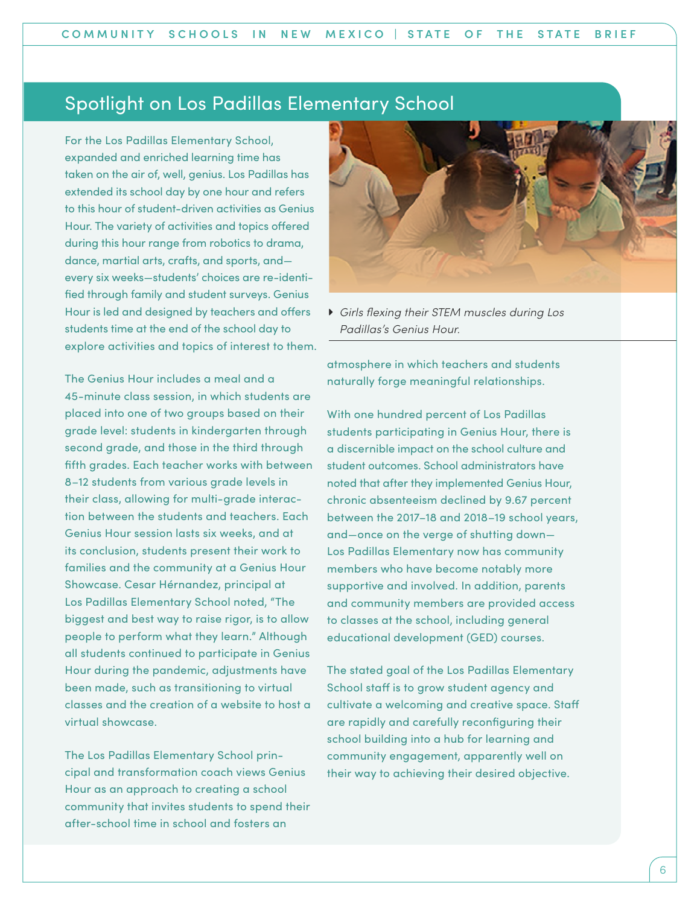## Spotlight on Los Padillas Elementary School

For the Los Padillas Elementary School, expanded and enriched learning time has taken on the air of, well, genius. Los Padillas has extended its school day by one hour and refers to this hour of student-driven activities as Genius Hour. The variety of activities and topics offered during this hour range from robotics to drama, dance, martial arts, crafts, and sports, and—every six weeks—students' choices are re-identified through family and student surveys. Genius Hour is led and designed by teachers and offers students time at the end of the school day to explore activities and topics of interest to them.

The Genius Hour includes a meal and a 45-minute class session, in which students are placed into one of two groups based on their grade level: students in kindergarten through second grade, and those in the third through fifth grades. Each teacher works with between 8–12 students from various grade levels in their class, allowing for multi-grade interaction between the students and teachers. Each Genius Hour session lasts six weeks, and at its conclusion, students present their work to families and the community at a Genius Hour Showcase. Cesar Hérnandez, principal at Los Padillas Elementary School noted, "The biggest and best way to raise rigor, is to allow people to perform what they learn." Although all students continued to participate in Genius Hour during the pandemic, adjustments have been made, such as transitioning to virtual classes and the creation of a website to host a virtual showcase.

The Los Padillas Elementary School principal and transformation coach views Genius Hour as an approach to creating a school community that invites students to spend their after-school time in school and fosters an atmosphere in which teachers and students naturally forge meaningful relationships.

*Girls flexing their STEM muscles during Los Padillas's Genius Hour.*

With one hundred percent of Los Padillas students participating in Genius Hour, there is a discernible impact on the school culture and student outcomes. School administrators have noted that after they implemented Genius Hour, chronic absenteeism declined by 9.67 percent between the 2017–18 and 2018–19 school years, and—once on the verge of shutting down—Los Padillas Elementary now has community members who have become notably more supportive and involved. In addition, parents and community members are provided access to classes at the school, including general educational development (GED) courses.

The stated goal of the Los Padillas Elementary School staff is to grow student agency and cultivate a welcoming and creative space. Staff are rapidly and carefully reconfiguring their school building into a hub for learning and community engagement, apparently well on their way to achieving their desired objective.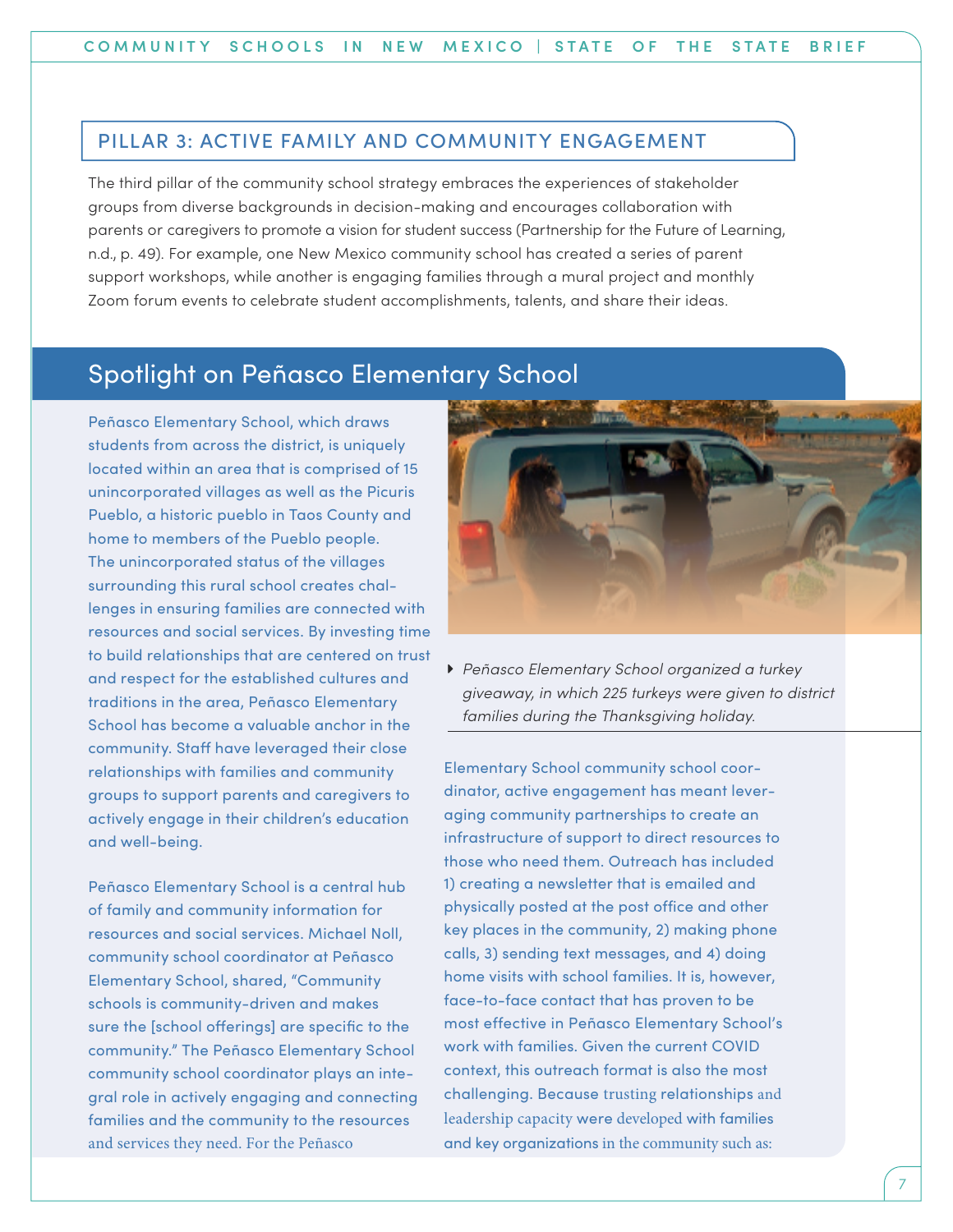## PILLAR 3: ACTIVE FAMILY AND COMMUNITY ENGAGEMENT

The third pillar of the community school strategy embraces the experiences of stakeholder groups from diverse backgrounds in decision-making and encourages collaboration with parents or caregivers to promote a vision for student success (Partnership for the Future of Learning, n.d., p. 49). For example, one New Mexico community school has created a series of parent support workshops, while another is engaging families through a mural project and monthly Zoom forum events to celebrate student accomplishments, talents, and share their ideas.

## Spotlight on Peñasco Elementary School

Peñasco Elementary School, which draws students from across the district, is uniquely located within an area that is comprised of 15 unincorporated villages as well as the Picuris Pueblo, a historic pueblo in Taos County and home to members of the Pueblo people. The unincorporated status of the villages surrounding this rural school creates challenges in ensuring families are connected with resources and social services. By investing time to build relationships that are centered on trust and respect for the established cultures and traditions in the area, Peñasco Elementary School has become a valuable anchor in the community. Staff have leveraged their close relationships with families and community groups to support parents and caregivers to actively engage in their children's education and well-being.

Peñasco Elementary School is a central hub of family and community information for resources and social services. Michael Noll, community school coordinator at Peñasco Elementary School, shared, "Community schools is community-driven and makes sure the [school offerings] are specific to the community." The Peñasco Elementary School community school coordinator plays an integral role in actively engaging and connecting families and the community to the resources and services they need. For the Peñasco Elementary School community school coordinator, active engagement has meant leveraging community partnerships to create an infrastructure of support to direct resources to those who need them. Outreach has included 1) creating a newsletter that is emailed and physically posted at the post office and other key places in the community, 2) making phone calls, 3) sending text messages, and 4) doing home visits with school families. It is, however, face-to-face contact that has proven to be most effective in Peñasco Elementary School's work with families. Given the current COVID context, this outreach format is also the most challenging. Because trusting relationships and leadership capacity were developed with families and key organizations in the community such as:

*Peñasco Elementary School organized a turkey giveaway, in which 225 turkeys were given to district families during the Thanksgiving holiday.*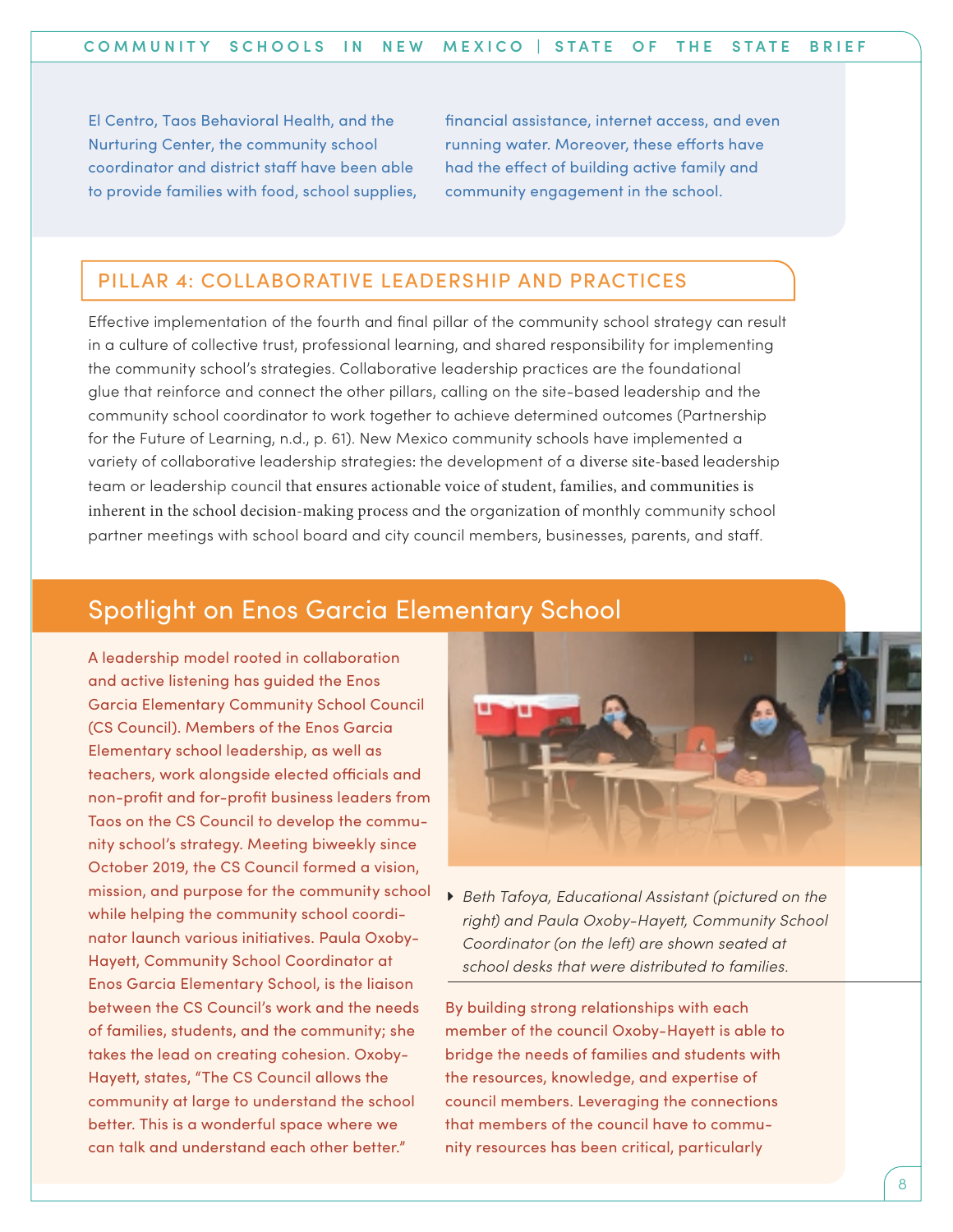El Centro, Taos Behavioral Health, and the Nurturing Center, the community school coordinator and district staff have been able to provide families with food, school supplies, financial assistance, internet access, and even running water. Moreover, these efforts have had the effect of building active family and community engagement in the school.

## PILLAR 4: COLLABORATIVE LEADERSHIP AND PRACTICES

Effective implementation of the fourth and final pillar of the community school strategy can result in a culture of collective trust, professional learning, and shared responsibility for implementing the community school's strategies. Collaborative leadership practices are the foundational glue that reinforce and connect the other pillars, calling on the site-based leadership and the community school coordinator to work together to achieve determined outcomes (Partnership for the Future of Learning, n.d., p. 61). New Mexico community schools have implemented a variety of collaborative leadership strategies: the development of a diverse site-based leadership team or leadership council that ensures actionable voice of student, families, and communities is inherent in the school decision-making process and the organization of monthly community school partner meetings with school board and city council members, businesses, parents, and staff.

## Spotlight on Enos Garcia Elementary School

A leadership model rooted in collaboration and active listening has guided the Enos Garcia Elementary Community School Council (CS Council). Members of the Enos Garcia Elementary school leadership, as well as teachers, work alongside elected officials and non-profit and for-profit business leaders from Taos on the CS Council to develop the community school's strategy. Meeting biweekly since October 2019, the CS Council formed a vision, mission, and purpose for the community school while helping the community school coordinator launch various initiatives. Paula Oxoby-Hayett, Community School Coordinator at Enos Garcia Elementary School, is the liaison between the CS Council's work and the needs of families, students, and the community; she takes the lead on creating cohesion. Oxoby-Hayett, states, "The CS Council allows the community at large to understand the school better. This is a wonderful space where we can talk and understand each other better."

*Beth Tafoya, Educational Assistant (pictured on the right) and Paula Oxoby-Hayett, Community School Coordinator (on the left) are shown seated at school desks that were distributed to families.*

By building strong relationships with each member of the council Oxoby-Hayett is able to bridge the needs of families and students with the resources, knowledge, and expertise of council members. Leveraging the connections that members of the council have to community resources has been critical, particularly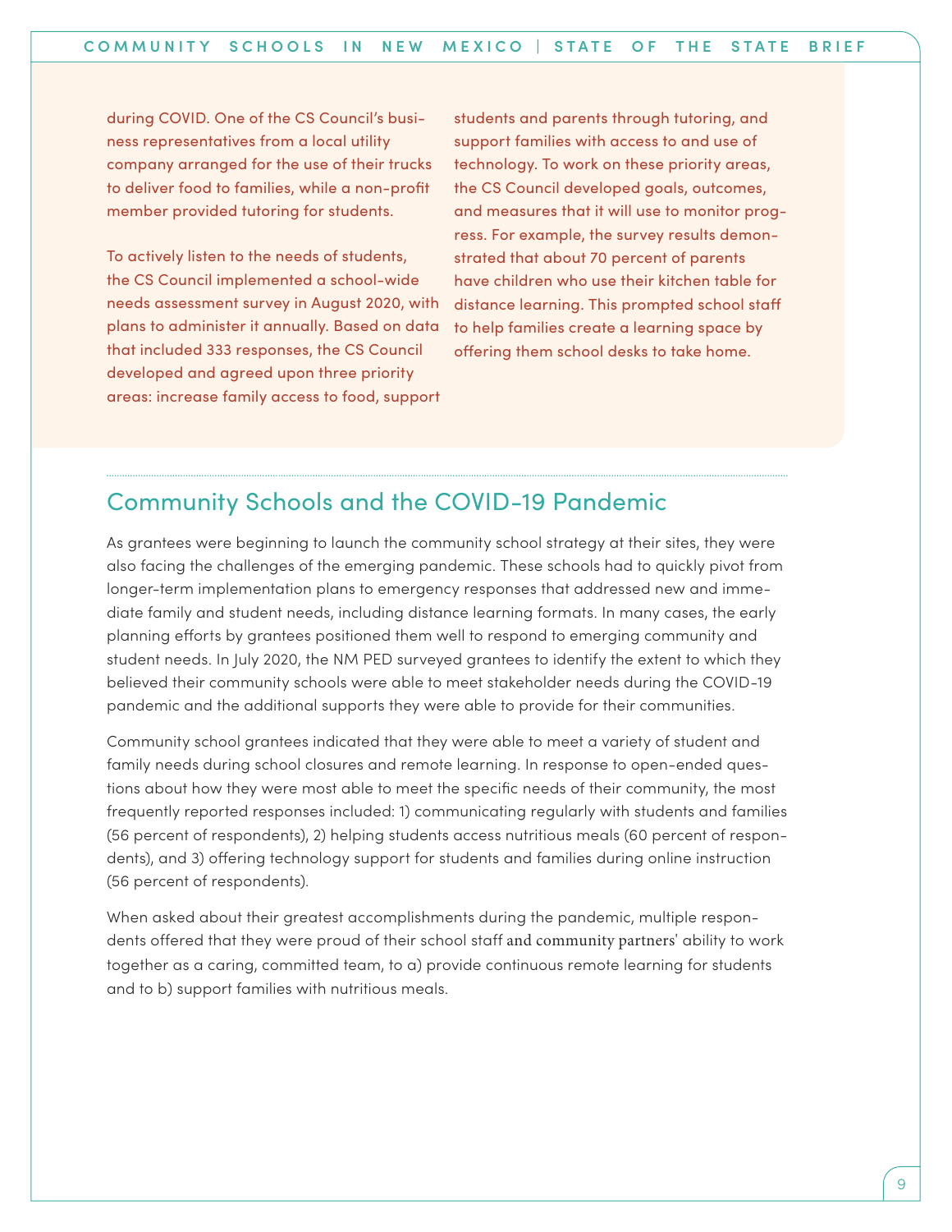during COVID. One of the CS Council's business representatives from a local utility company arranged for the use of their trucks to deliver food to families, while a non-profit member provided tutoring for students.

To actively listen to the needs of students, the CS Council implemented a school-wide needs assessment survey in August 2020, with plans to administer it annually. Based on data that included 333 responses, the CS Council developed and agreed upon three priority areas: increase family access to food, support students and parents through tutoring, and support families with access to and use of technology. To work on these priority areas, the CS Council developed goals, outcomes, and measures that it will use to monitor progress. For example, the survey results demonstrated that about 70 percent of parents have children who use their kitchen table for distance learning. This prompted school staff to help families create a learning space by offering them school desks to take home.

## Community Schools and the COVID-19 Pandemic

As grantees were beginning to launch the community school strategy at their sites, they were also facing the challenges of the emerging pandemic. These schools had to quickly pivot from longer-term implementation plans to emergency responses that addressed new and immediate family and student needs, including distance learning formats. In many cases, the early planning efforts by grantees positioned them well to respond to emerging community and student needs. In July 2020, the NM PED surveyed grantees to identify the extent to which they believed their community schools were able to meet stakeholder needs during the COVID-19 pandemic and the additional supports they were able to provide for their communities.

Community school grantees indicated that they were able to meet a variety of student and family needs during school closures and remote learning. In response to open-ended questions about how they were most able to meet the specific needs of their community, the most frequently reported responses included: 1) communicating regularly with students and families (56 percent of respondents), 2) helping students access nutritious meals (60 percent of respondents), and 3) offering technology support for students and families during online instruction (56 percent of respondents).

When asked about their greatest accomplishments during the pandemic, multiple respondents offered that they were proud of their school staff and community partners' ability to work together as a caring, committed team, to a) provide continuous remote learning for students and to b) support families with nutritious meals.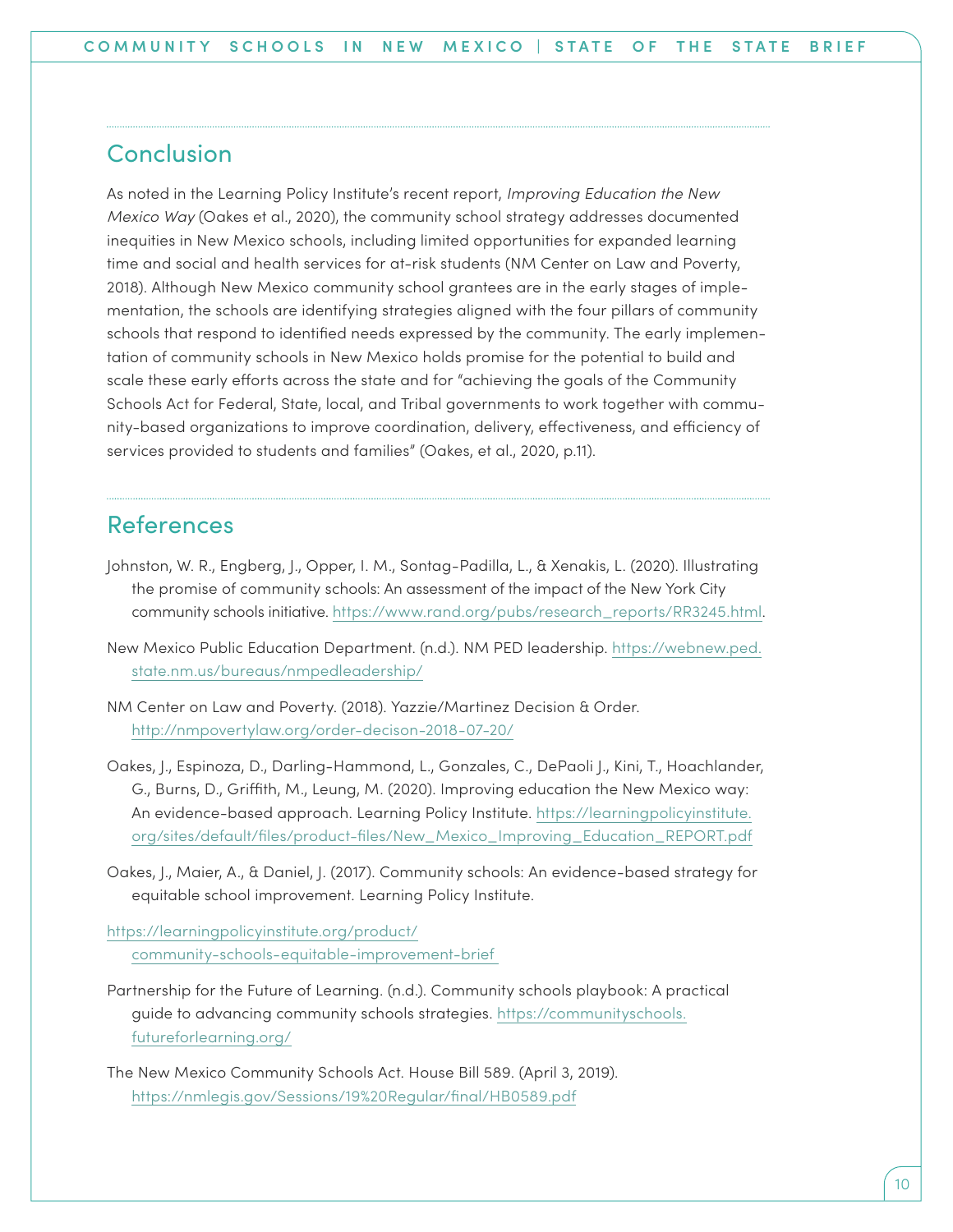## Conclusion

As noted in the Learning Policy Institute's recent report, *Improving Education the New Mexico Way* (Oakes et al., 2020), the community school strategy addresses documented inequities in New Mexico schools, including limited opportunities for expanded learning time and social and health services for at-risk students (NM Center on Law and Poverty, 2018). Although New Mexico community school grantees are in the early stages of implementation, the schools are identifying strategies aligned with the four pillars of community schools that respond to identified needs expressed by the community. The early implementation of community schools in New Mexico holds promise for the potential to build and scale these early efforts across the state and for "achieving the goals of the Community Schools Act for Federal, State, local, and Tribal governments to work together with community-based organizations to improve coordination, delivery, effectiveness, and efficiency of services provided to students and families" (Oakes, et al., 2020, p.11).

## References

Johnston, W. R., Engberg, J., Opper, I. M., Sontag-Padilla, L., & Xenakis, L. (2020). Illustrating the promise of community schools: An assessment of the impact of the New York City community schools initiative. https://www.rand.org/pubs/research_reports/RR3245.html.

New Mexico Public Education Department. (n.d.). NM PED leadership. https://webnew.ped.state.nm.us/bureaus/nmpedleadership/

NM Center on Law and Poverty. (2018). Yazzie/Martinez Decision & Order. http://nmpovertylaw.org/order-decison-2018-07-20/

Oakes, J., Espinoza, D., Darling-Hammond, L., Gonzales, C., DePaoli J., Kini, T., Hoachlander, G., Burns, D., Griffith, M., Leung, M. (2020). Improving education the New Mexico way: An evidence-based approach. Learning Policy Institute. https://learningpolicyinstitute.org/sites/default/files/product-files/New_Mexico_Improving_Education_REPORT.pdf

Oakes, J., Maier, A., & Daniel, J. (2017). Community schools: An evidence-based strategy for equitable school improvement. Learning Policy Institute.

https://learningpolicyinstitute.org/product/community-schools-equitable-improvement-brief

Partnership for the Future of Learning. (n.d.). Community schools playbook: A practical guide to advancing community schools strategies. https://communityschools.futureforlearning.org/

The New Mexico Community Schools Act. House Bill 589. (April 3, 2019). https://nmlegis.gov/Sessions/19%20Regular/final/HB0589.pdf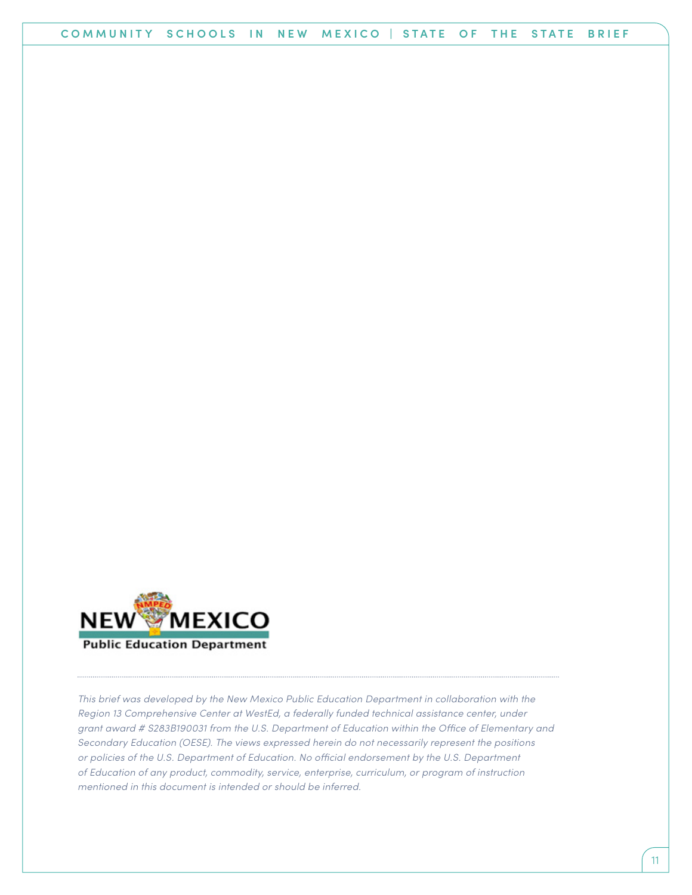NEW MEXICO
Public Education Department

*This brief was developed by the New Mexico Public Education Department in collaboration with the Region 13 Comprehensive Center at WestEd, a federally funded technical assistance center, under grant award # S283B190031 from the U.S. Department of Education within the Office of Elementary and Secondary Education (OESE). The views expressed herein do not necessarily represent the positions or policies of the U.S. Department of Education. No official endorsement by the U.S. Department of Education of any product, commodity, service, enterprise, curriculum, or program of instruction mentioned in this document is intended or should be inferred.*